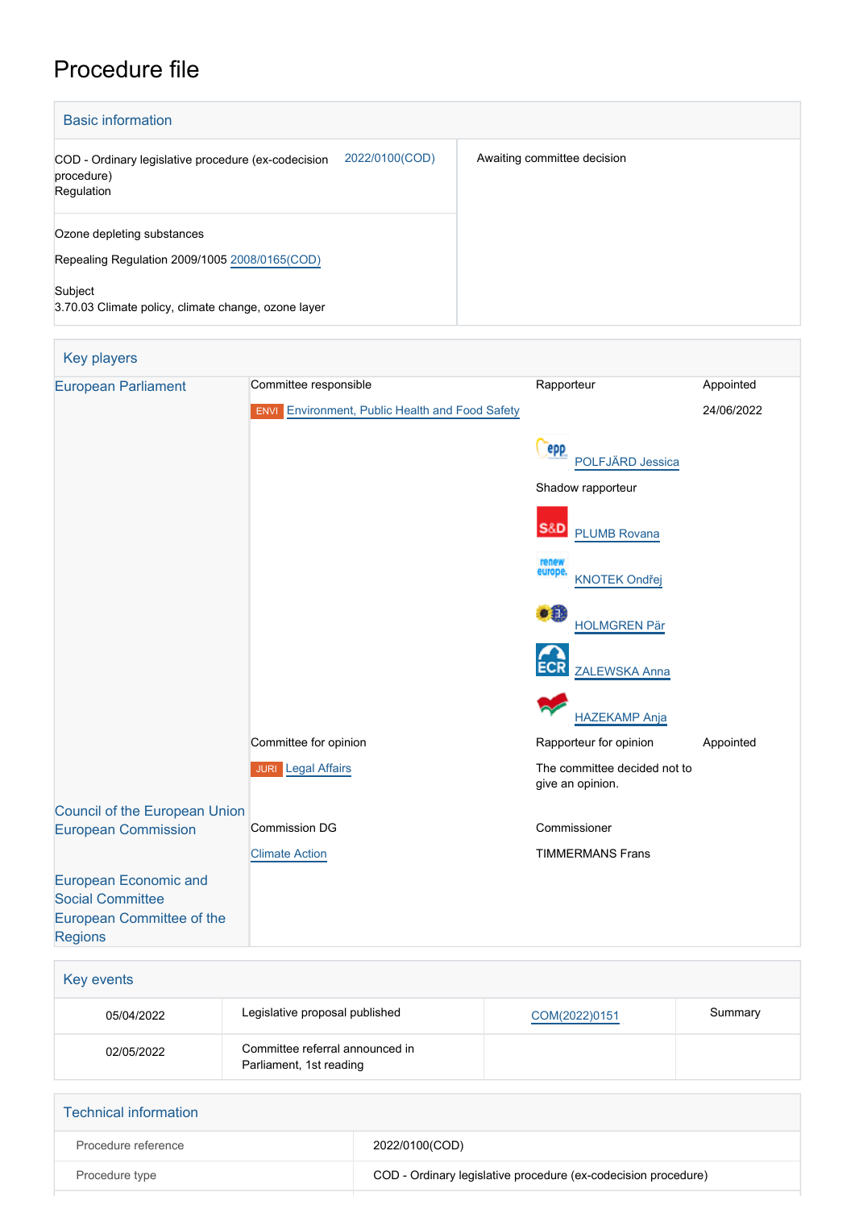# Procedure file

## Basic information

| | |
|---|---|
| COD - Ordinary legislative procedure (ex-codecision procedure) Regulation 2022/0100(COD) | Awaiting committee decision |
| Ozone depleting substances<br><br>Repealing Regulation 2009/1005 2008/0165(COD)<br><br>Subject<br>3.70.03 Climate policy, climate change, ozone layer | |

## Key players

| | | | |
|---|---|---|---|
| European Parliament | Committee responsible | Rapporteur | Appointed |
| | ENVI Environment, Public Health and Food Safety | | 24/06/2022 |
| | | POLFJÄRD Jessica | |
| | | Shadow rapporteur | |
| | | PLUMB Rovana | |
| | | KNOTEK Ondřej | |
| | | HOLMGREN Pär | |
| | | ZALEWSKA Anna | |
| | | HAZEKAMP Anja | |
| | Committee for opinion | Rapporteur for opinion | Appointed |
| | JURI Legal Affairs | The committee decided not to give an opinion. | |
| Council of the European Union | | | |
| European Commission | Commission DG | Commissioner | |
| | Climate Action | TIMMERMANS Frans | |
| European Economic and Social Committee | | | |
| European Committee of the Regions | | | |

## Key events

| | | | |
|---|---|---|---|
| 05/04/2022 | Legislative proposal published | COM(2022)0151 | Summary |
| 02/05/2022 | Committee referral announced in Parliament, 1st reading | | |

## Technical information

| | |
|---|---|
| Procedure reference | 2022/0100(COD) |
| Procedure type | COD - Ordinary legislative procedure (ex-codecision procedure) |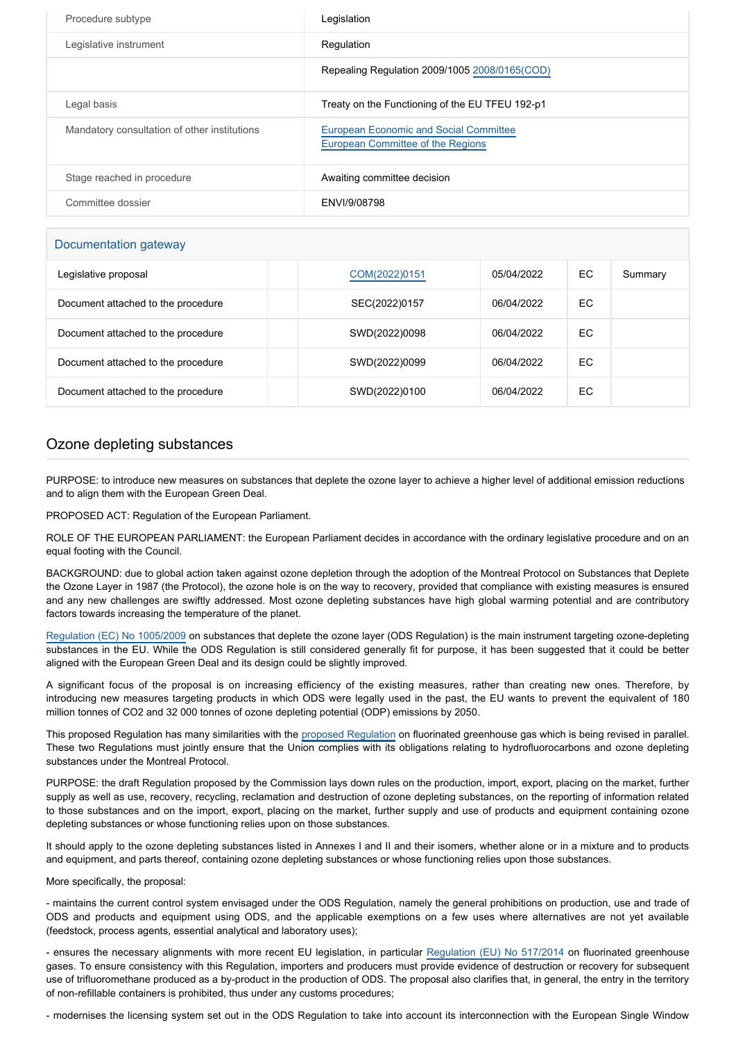| | |
|---|---|
| Procedure subtype | Legislation |
| Legislative instrument | Regulation |
| | Repealing Regulation 2009/1005 2008/0165(COD) |
| Legal basis | Treaty on the Functioning of the EU TFEU 192-p1 |
| Mandatory consultation of other institutions | European Economic and Social Committee<br>European Committee of the Regions |
| Stage reached in procedure | Awaiting committee decision |
| Committee dossier | ENVI/9/08798 |

## Documentation gateway

| | | | | | |
|---|---|---|---|---|---|
| Legislative proposal | | COM(2022)0151 | 05/04/2022 | EC | Summary |
| Document attached to the procedure | | SEC(2022)0157 | 06/04/2022 | EC | |
| Document attached to the procedure | | SWD(2022)0098 | 06/04/2022 | EC | |
| Document attached to the procedure | | SWD(2022)0099 | 06/04/2022 | EC | |
| Document attached to the procedure | | SWD(2022)0100 | 06/04/2022 | EC | |

## Ozone depleting substances

PURPOSE: to introduce new measures on substances that deplete the ozone layer to achieve a higher level of additional emission reductions and to align them with the European Green Deal.

PROPOSED ACT: Regulation of the European Parliament.

ROLE OF THE EUROPEAN PARLIAMENT: the European Parliament decides in accordance with the ordinary legislative procedure and on an equal footing with the Council.

BACKGROUND: due to global action taken against ozone depletion through the adoption of the Montreal Protocol on Substances that Deplete the Ozone Layer in 1987 (the Protocol), the ozone hole is on the way to recovery, provided that compliance with existing measures is ensured and any new challenges are swiftly addressed. Most ozone depleting substances have high global warming potential and are contributory factors towards increasing the temperature of the planet.

Regulation (EC) No 1005/2009 on substances that deplete the ozone layer (ODS Regulation) is the main instrument targeting ozone-depleting substances in the EU. While the ODS Regulation is still considered generally fit for purpose, it has been suggested that it could be better aligned with the European Green Deal and its design could be slightly improved.

A significant focus of the proposal is on increasing efficiency of the existing measures, rather than creating new ones. Therefore, by introducing new measures targeting products in which ODS were legally used in the past, the EU wants to prevent the equivalent of 180 million tonnes of CO2 and 32 000 tonnes of ozone depleting potential (ODP) emissions by 2050.

This proposed Regulation has many similarities with the proposed Regulation on fluorinated greenhouse gas which is being revised in parallel. These two Regulations must jointly ensure that the Union complies with its obligations relating to hydrofluorocarbons and ozone depleting substances under the Montreal Protocol.

PURPOSE: the draft Regulation proposed by the Commission lays down rules on the production, import, export, placing on the market, further supply as well as use, recovery, recycling, reclamation and destruction of ozone depleting substances, on the reporting of information related to those substances and on the import, export, placing on the market, further supply and use of products and equipment containing ozone depleting substances or whose functioning relies upon on those substances.

It should apply to the ozone depleting substances listed in Annexes I and II and their isomers, whether alone or in a mixture and to products and equipment, and parts thereof, containing ozone depleting substances or whose functioning relies upon those substances.

More specifically, the proposal:

- maintains the current control system envisaged under the ODS Regulation, namely the general prohibitions on production, use and trade of ODS and products and equipment using ODS, and the applicable exemptions on a few uses where alternatives are not yet available (feedstock, process agents, essential analytical and laboratory uses);

- ensures the necessary alignments with more recent EU legislation, in particular Regulation (EU) No 517/2014 on fluorinated greenhouse gases. To ensure consistency with this Regulation, importers and producers must provide evidence of destruction or recovery for subsequent use of trifluoromethane produced as a by-product in the production of ODS. The proposal also clarifies that, in general, the entry in the territory of non-refillable containers is prohibited, thus under any customs procedures;

- modernises the licensing system set out in the ODS Regulation to take into account its interconnection with the European Single Window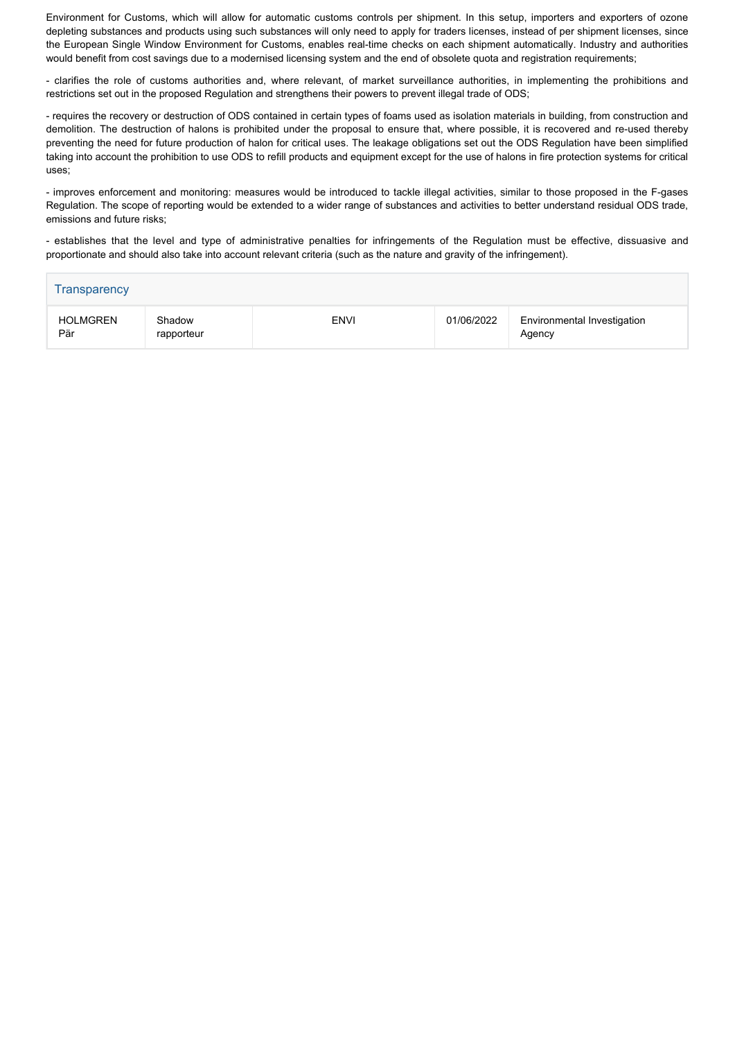Environment for Customs, which will allow for automatic customs controls per shipment. In this setup, importers and exporters of ozone depleting substances and products using such substances will only need to apply for traders licenses, instead of per shipment licenses, since the European Single Window Environment for Customs, enables real-time checks on each shipment automatically. Industry and authorities would benefit from cost savings due to a modernised licensing system and the end of obsolete quota and registration requirements;

- clarifies the role of customs authorities and, where relevant, of market surveillance authorities, in implementing the prohibitions and restrictions set out in the proposed Regulation and strengthens their powers to prevent illegal trade of ODS;

- requires the recovery or destruction of ODS contained in certain types of foams used as isolation materials in building, from construction and demolition. The destruction of halons is prohibited under the proposal to ensure that, where possible, it is recovered and re-used thereby preventing the need for future production of halon for critical uses. The leakage obligations set out the ODS Regulation have been simplified taking into account the prohibition to use ODS to refill products and equipment except for the use of halons in fire protection systems for critical uses;

- improves enforcement and monitoring: measures would be introduced to tackle illegal activities, similar to those proposed in the F-gases Regulation. The scope of reporting would be extended to a wider range of substances and activities to better understand residual ODS trade, emissions and future risks;

- establishes that the level and type of administrative penalties for infringements of the Regulation must be effective, dissuasive and proportionate and should also take into account relevant criteria (such as the nature and gravity of the infringement).

## Transparency

| | | | | |
|---|---|---|---|---|
| HOLMGREN Pär | Shadow rapporteur | ENVI | 01/06/2022 | Environmental Investigation Agency |